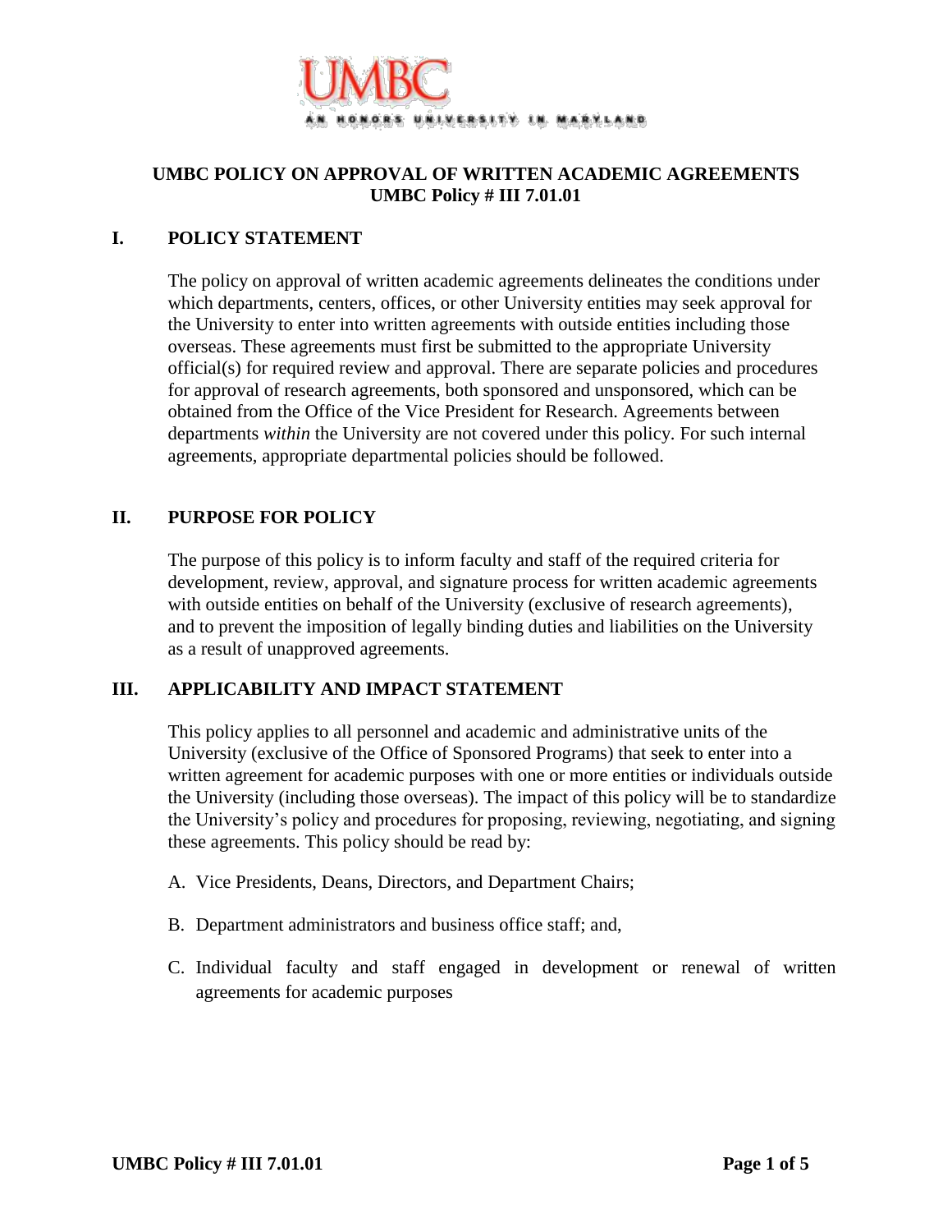UMBC

AN HONORS UNIVERSITY IN MARYLAND

# UMBC POLICY ON APPROVAL OF WRITTEN ACADEMIC AGREEMENTS
## UMBC Policy # III 7.01.01

## I. POLICY STATEMENT

The policy on approval of written academic agreements delineates the conditions under which departments, centers, offices, or other University entities may seek approval for the University to enter into written agreements with outside entities including those overseas. These agreements must first be submitted to the appropriate University official(s) for required review and approval. There are separate policies and procedures for approval of research agreements, both sponsored and unsponsored, which can be obtained from the Office of the Vice President for Research. Agreements between departments *within* the University are not covered under this policy. For such internal agreements, appropriate departmental policies should be followed.

## II. PURPOSE FOR POLICY

The purpose of this policy is to inform faculty and staff of the required criteria for development, review, approval, and signature process for written academic agreements with outside entities on behalf of the University (exclusive of research agreements), and to prevent the imposition of legally binding duties and liabilities on the University as a result of unapproved agreements.

## III. APPLICABILITY AND IMPACT STATEMENT

This policy applies to all personnel and academic and administrative units of the University (exclusive of the Office of Sponsored Programs) that seek to enter into a written agreement for academic purposes with one or more entities or individuals outside the University (including those overseas). The impact of this policy will be to standardize the University's policy and procedures for proposing, reviewing, negotiating, and signing these agreements. This policy should be read by:

A. Vice Presidents, Deans, Directors, and Department Chairs;

B. Department administrators and business office staff; and,

C. Individual faculty and staff engaged in development or renewal of written agreements for academic purposes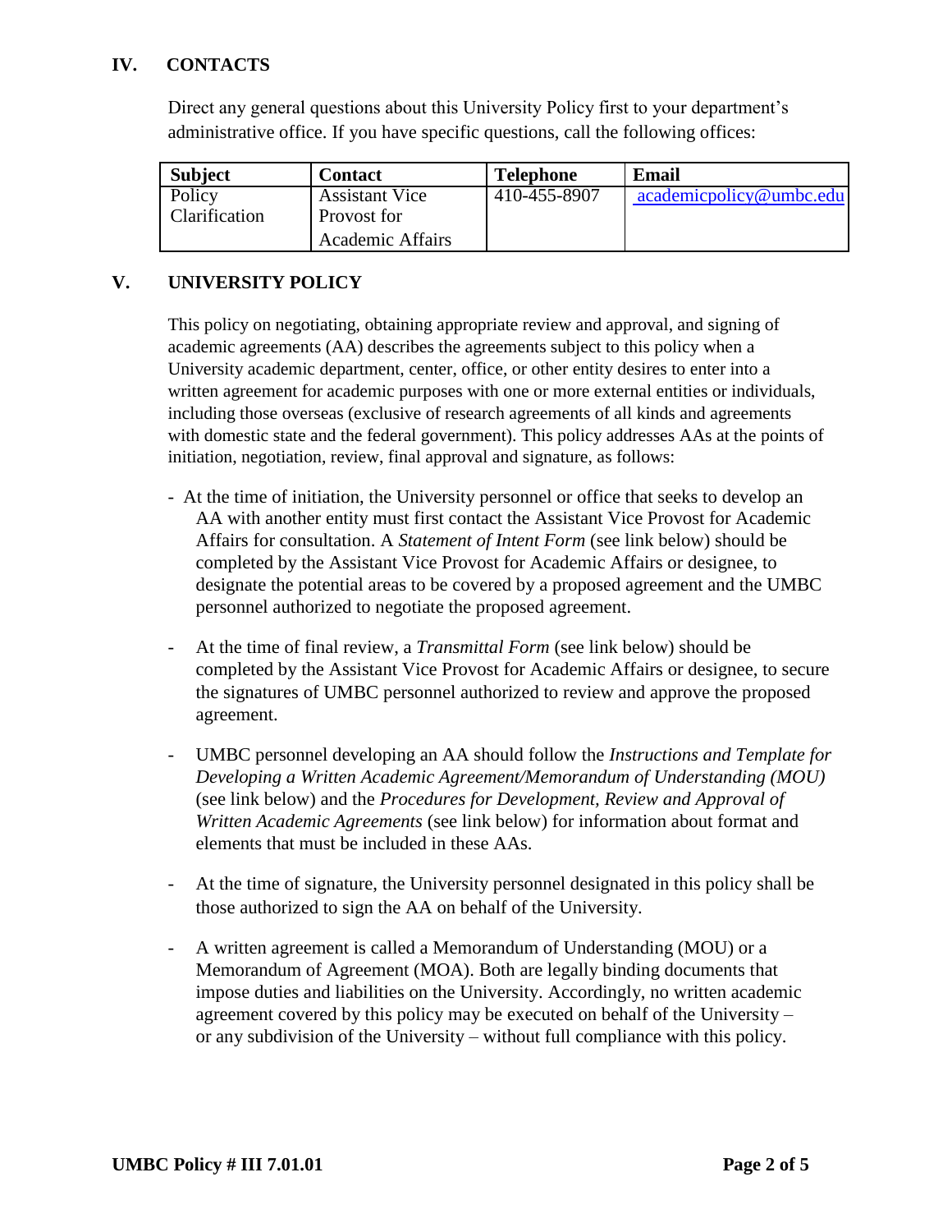## IV. CONTACTS

Direct any general questions about this University Policy first to your department's administrative office. If you have specific questions, call the following offices:

| Subject | Contact | Telephone | Email |
|---|---|---|---|
| Policy Clarification | Assistant Vice Provost for Academic Affairs | 410-455-8907 | academicpolicy@umbc.edu |

## V. UNIVERSITY POLICY

This policy on negotiating, obtaining appropriate review and approval, and signing of academic agreements (AA) describes the agreements subject to this policy when a University academic department, center, office, or other entity desires to enter into a written agreement for academic purposes with one or more external entities or individuals, including those overseas (exclusive of research agreements of all kinds and agreements with domestic state and the federal government). This policy addresses AAs at the points of initiation, negotiation, review, final approval and signature, as follows:

- At the time of initiation, the University personnel or office that seeks to develop an AA with another entity must first contact the Assistant Vice Provost for Academic Affairs for consultation. A *Statement of Intent Form* (see link below) should be completed by the Assistant Vice Provost for Academic Affairs or designee, to designate the potential areas to be covered by a proposed agreement and the UMBC personnel authorized to negotiate the proposed agreement.
- At the time of final review, a *Transmittal Form* (see link below) should be completed by the Assistant Vice Provost for Academic Affairs or designee, to secure the signatures of UMBC personnel authorized to review and approve the proposed agreement.
- UMBC personnel developing an AA should follow the *Instructions and Template for Developing a Written Academic Agreement/Memorandum of Understanding (MOU)* (see link below) and the *Procedures for Development, Review and Approval of Written Academic Agreements* (see link below) for information about format and elements that must be included in these AAs.
- At the time of signature, the University personnel designated in this policy shall be those authorized to sign the AA on behalf of the University.
- A written agreement is called a Memorandum of Understanding (MOU) or a Memorandum of Agreement (MOA). Both are legally binding documents that impose duties and liabilities on the University. Accordingly, no written academic agreement covered by this policy may be executed on behalf of the University – or any subdivision of the University – without full compliance with this policy.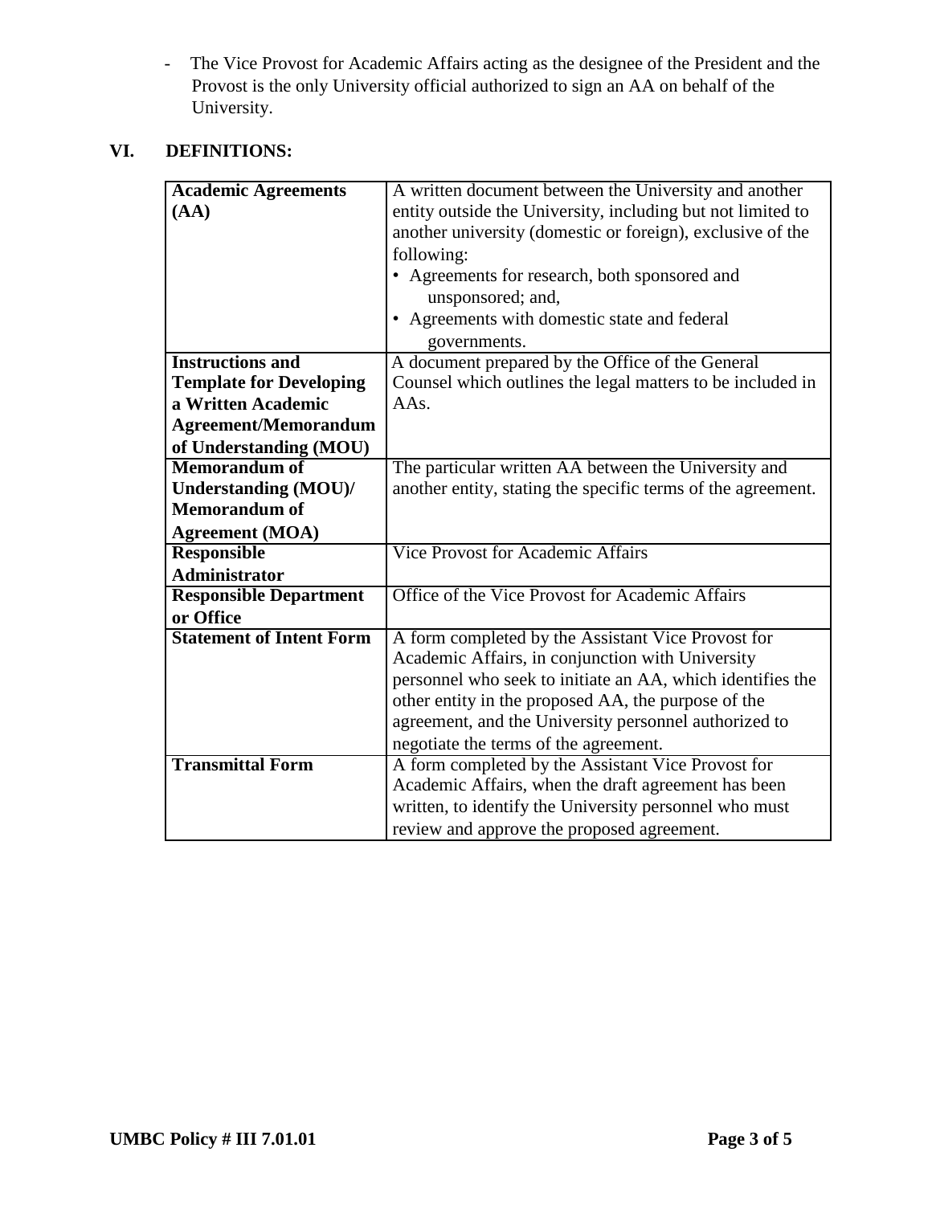- The Vice Provost for Academic Affairs acting as the designee of the President and the Provost is the only University official authorized to sign an AA on behalf of the University.

## VI. DEFINITIONS:

| | |
|---|---|
| **Academic Agreements (AA)** | A written document between the University and another entity outside the University, including but not limited to another university (domestic or foreign), exclusive of the following:<br>• Agreements for research, both sponsored and unsponsored; and,<br>• Agreements with domestic state and federal governments. |
| **Instructions and Template for Developing a Written Academic Agreement/Memorandum of Understanding (MOU)** | A document prepared by the Office of the General Counsel which outlines the legal matters to be included in AAs. |
| **Memorandum of Understanding (MOU)/ Memorandum of Agreement (MOA)** | The particular written AA between the University and another entity, stating the specific terms of the agreement. |
| **Responsible Administrator** | Vice Provost for Academic Affairs |
| **Responsible Department or Office** | Office of the Vice Provost for Academic Affairs |
| **Statement of Intent Form** | A form completed by the Assistant Vice Provost for Academic Affairs, in conjunction with University personnel who seek to initiate an AA, which identifies the other entity in the proposed AA, the purpose of the agreement, and the University personnel authorized to negotiate the terms of the agreement. |
| **Transmittal Form** | A form completed by the Assistant Vice Provost for Academic Affairs, when the draft agreement has been written, to identify the University personnel who must review and approve the proposed agreement. |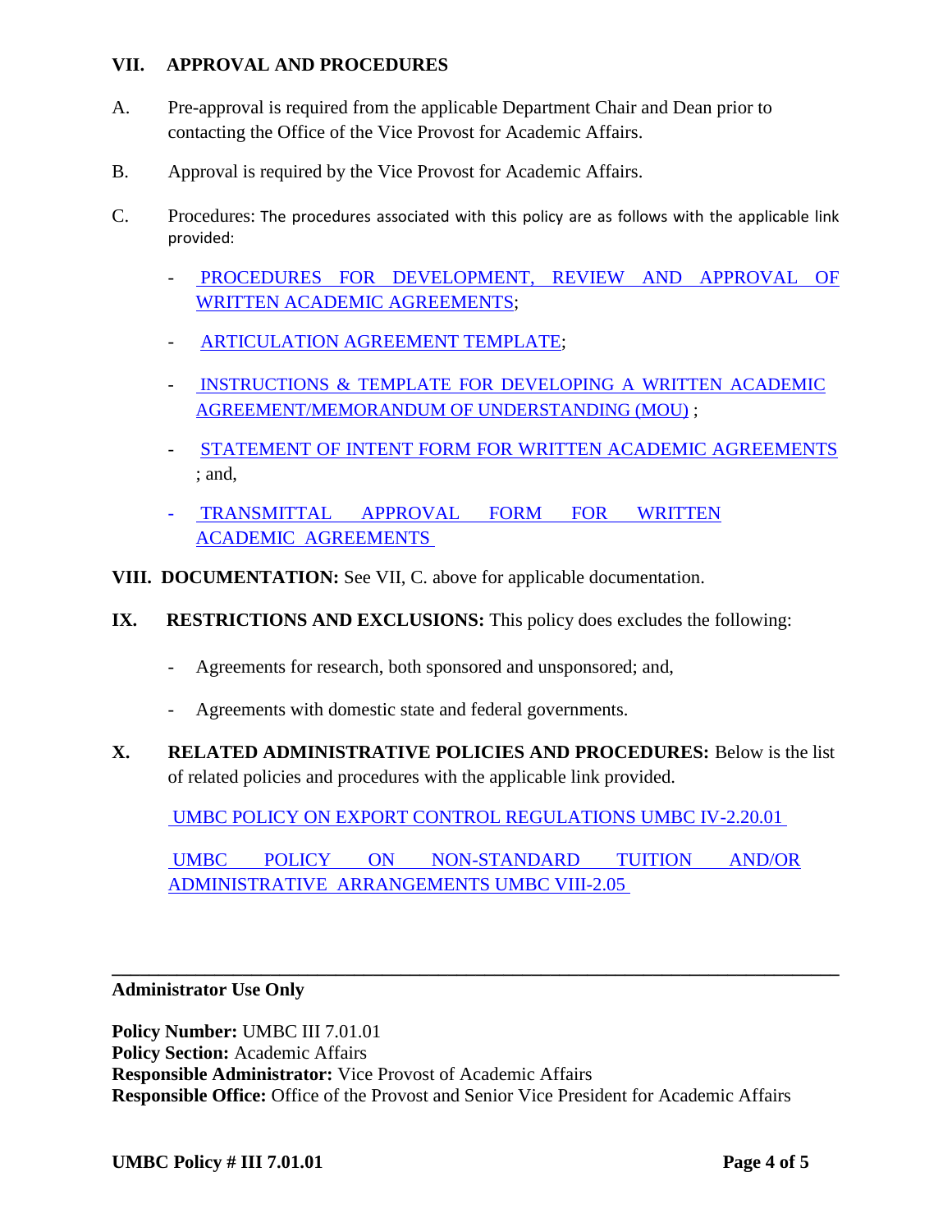## VII. APPROVAL AND PROCEDURES

A. Pre-approval is required from the applicable Department Chair and Dean prior to contacting the Office of the Vice Provost for Academic Affairs.

B. Approval is required by the Vice Provost for Academic Affairs.

C. Procedures: The procedures associated with this policy are as follows with the applicable link provided:

- PROCEDURES FOR DEVELOPMENT, REVIEW AND APPROVAL OF WRITTEN ACADEMIC AGREEMENTS;
- ARTICULATION AGREEMENT TEMPLATE;
- INSTRUCTIONS & TEMPLATE FOR DEVELOPING A WRITTEN ACADEMIC AGREEMENT/MEMORANDUM OF UNDERSTANDING (MOU) ;
- STATEMENT OF INTENT FORM FOR WRITTEN ACADEMIC AGREEMENTS ; and,
- TRANSMITTAL APPROVAL FORM FOR WRITTEN ACADEMIC AGREEMENTS

**VIII. DOCUMENTATION:** See VII, C. above for applicable documentation.

**IX. RESTRICTIONS AND EXCLUSIONS:** This policy does excludes the following:

- Agreements for research, both sponsored and unsponsored; and,
- Agreements with domestic state and federal governments.

**X. RELATED ADMINISTRATIVE POLICIES AND PROCEDURES:** Below is the list of related policies and procedures with the applicable link provided.

UMBC POLICY ON EXPORT CONTROL REGULATIONS UMBC IV-2.20.01

UMBC POLICY ON NON-STANDARD TUITION AND/OR ADMINISTRATIVE ARRANGEMENTS UMBC VIII-2.05

---

**Administrator Use Only**

**Policy Number:** UMBC III 7.01.01
**Policy Section:** Academic Affairs
**Responsible Administrator:** Vice Provost of Academic Affairs
**Responsible Office:** Office of the Provost and Senior Vice President for Academic Affairs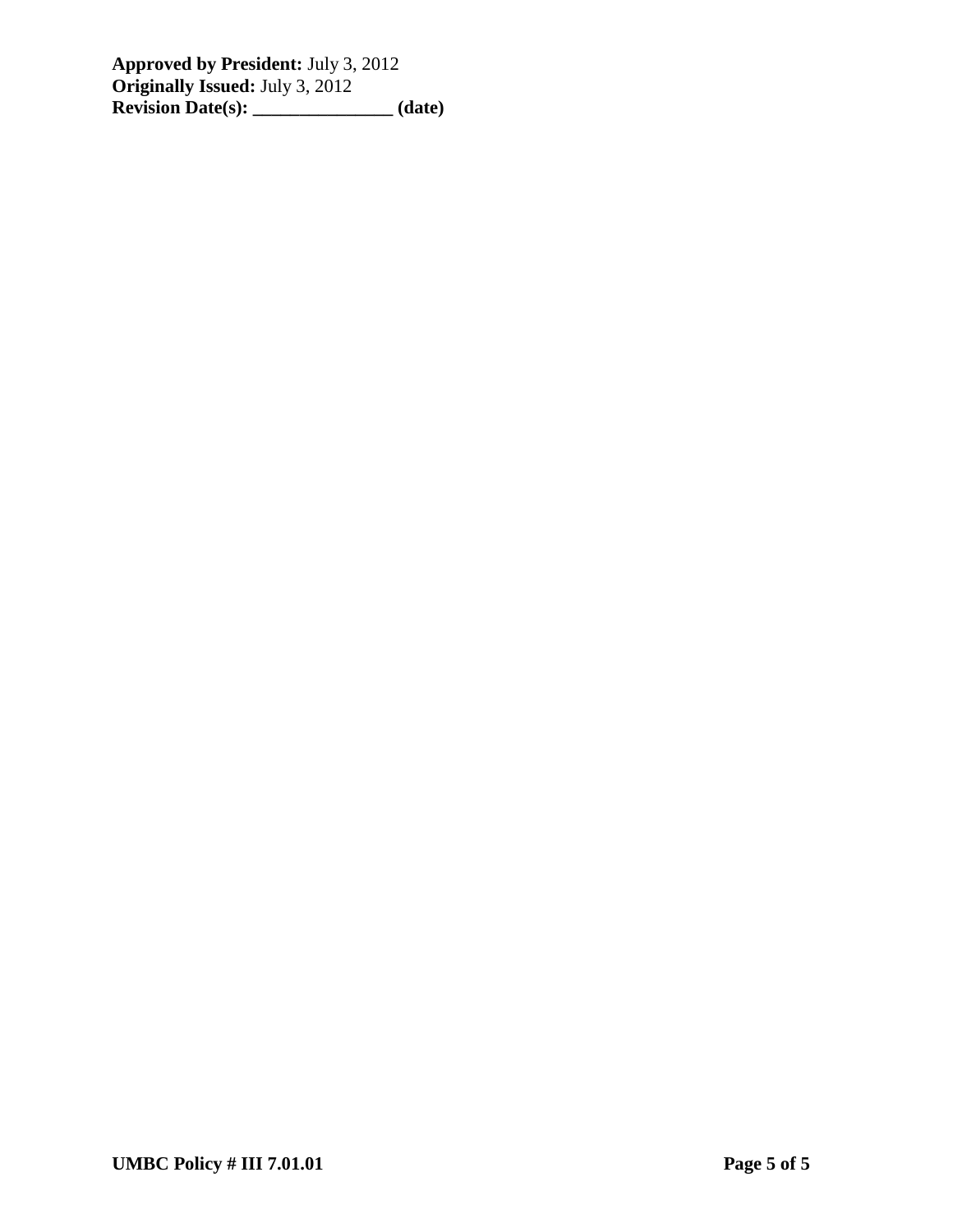**Approved by President:** July 3, 2012
**Originally Issued:** July 3, 2012
**Revision Date(s): _______________ (date)**